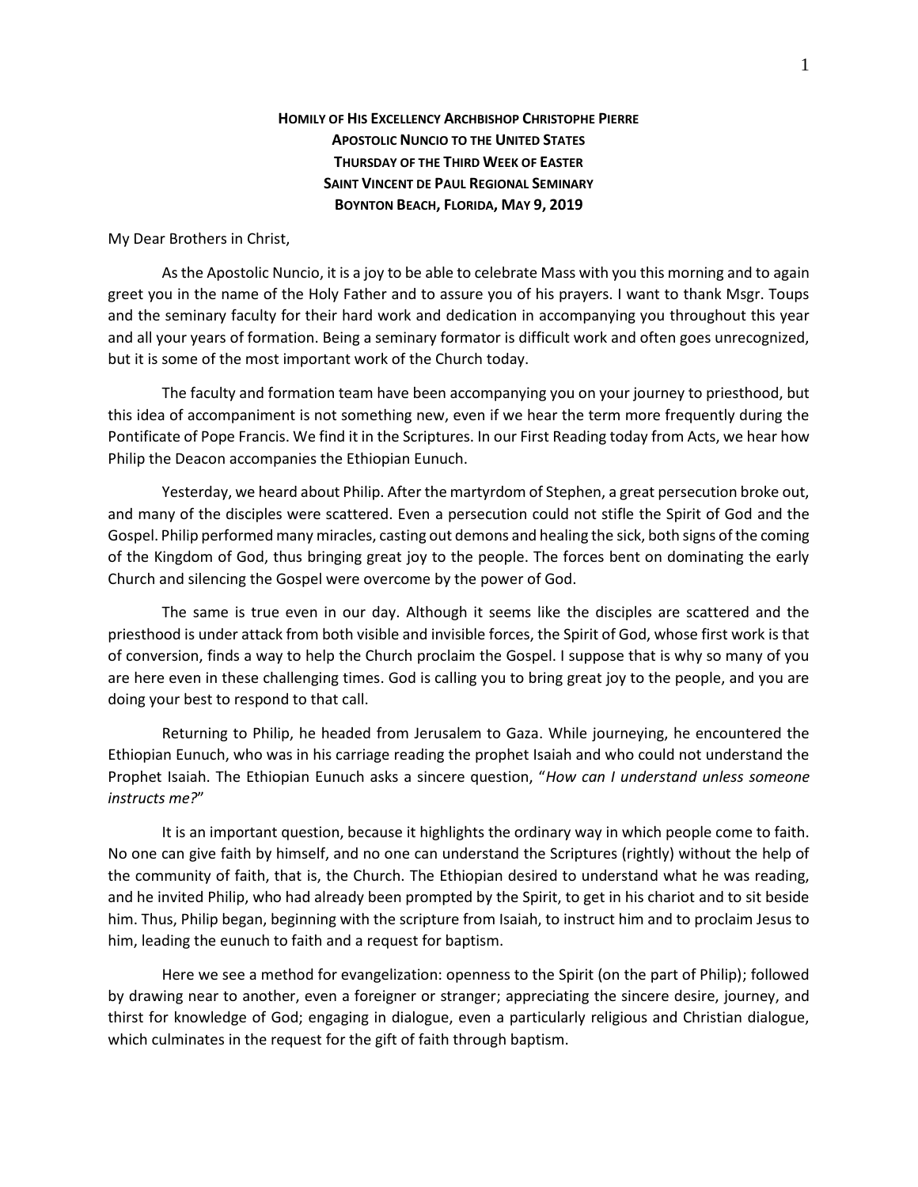**HOMILY OF HIS EXCELLENCY ARCHBISHOP CHRISTOPHE PIERRE**
**APOSTOLIC NUNCIO TO THE UNITED STATES**
**THURSDAY OF THE THIRD WEEK OF EASTER**
**SAINT VINCENT DE PAUL REGIONAL SEMINARY**
**BOYNTON BEACH, FLORIDA, MAY 9, 2019**

My Dear Brothers in Christ,

As the Apostolic Nuncio, it is a joy to be able to celebrate Mass with you this morning and to again greet you in the name of the Holy Father and to assure you of his prayers. I want to thank Msgr. Toups and the seminary faculty for their hard work and dedication in accompanying you throughout this year and all your years of formation. Being a seminary formator is difficult work and often goes unrecognized, but it is some of the most important work of the Church today.

The faculty and formation team have been accompanying you on your journey to priesthood, but this idea of accompaniment is not something new, even if we hear the term more frequently during the Pontificate of Pope Francis. We find it in the Scriptures. In our First Reading today from Acts, we hear how Philip the Deacon accompanies the Ethiopian Eunuch.

Yesterday, we heard about Philip. After the martyrdom of Stephen, a great persecution broke out, and many of the disciples were scattered. Even a persecution could not stifle the Spirit of God and the Gospel. Philip performed many miracles, casting out demons and healing the sick, both signs of the coming of the Kingdom of God, thus bringing great joy to the people. The forces bent on dominating the early Church and silencing the Gospel were overcome by the power of God.

The same is true even in our day. Although it seems like the disciples are scattered and the priesthood is under attack from both visible and invisible forces, the Spirit of God, whose first work is that of conversion, finds a way to help the Church proclaim the Gospel. I suppose that is why so many of you are here even in these challenging times. God is calling you to bring great joy to the people, and you are doing your best to respond to that call.

Returning to Philip, he headed from Jerusalem to Gaza. While journeying, he encountered the Ethiopian Eunuch, who was in his carriage reading the prophet Isaiah and who could not understand the Prophet Isaiah. The Ethiopian Eunuch asks a sincere question, "*How can I understand unless someone instructs me?*"

It is an important question, because it highlights the ordinary way in which people come to faith. No one can give faith by himself, and no one can understand the Scriptures (rightly) without the help of the community of faith, that is, the Church. The Ethiopian desired to understand what he was reading, and he invited Philip, who had already been prompted by the Spirit, to get in his chariot and to sit beside him. Thus, Philip began, beginning with the scripture from Isaiah, to instruct him and to proclaim Jesus to him, leading the eunuch to faith and a request for baptism.

Here we see a method for evangelization: openness to the Spirit (on the part of Philip); followed by drawing near to another, even a foreigner or stranger; appreciating the sincere desire, journey, and thirst for knowledge of God; engaging in dialogue, even a particularly religious and Christian dialogue, which culminates in the request for the gift of faith through baptism.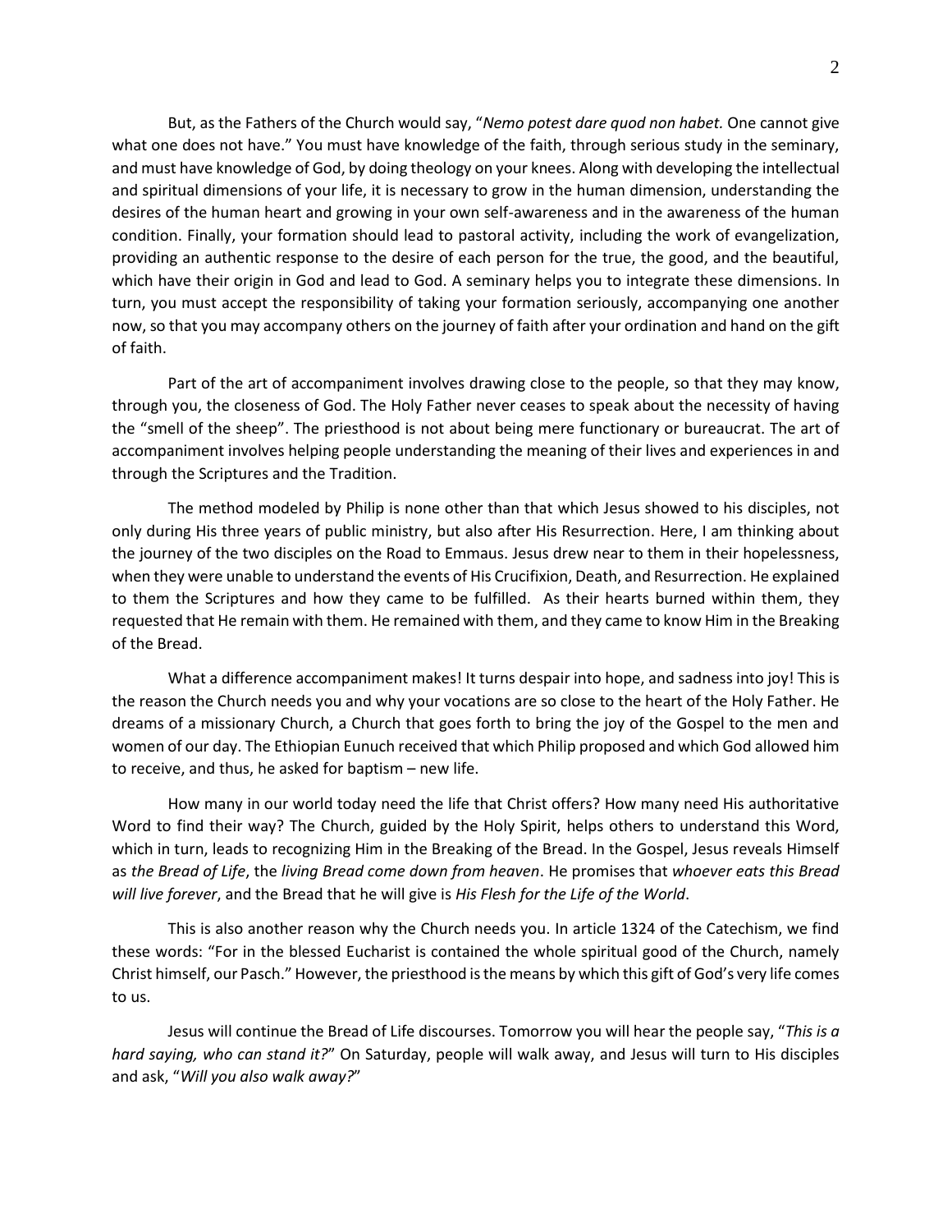But, as the Fathers of the Church would say, "*Nemo potest dare quod non habet.* One cannot give what one does not have." You must have knowledge of the faith, through serious study in the seminary, and must have knowledge of God, by doing theology on your knees. Along with developing the intellectual and spiritual dimensions of your life, it is necessary to grow in the human dimension, understanding the desires of the human heart and growing in your own self-awareness and in the awareness of the human condition. Finally, your formation should lead to pastoral activity, including the work of evangelization, providing an authentic response to the desire of each person for the true, the good, and the beautiful, which have their origin in God and lead to God. A seminary helps you to integrate these dimensions. In turn, you must accept the responsibility of taking your formation seriously, accompanying one another now, so that you may accompany others on the journey of faith after your ordination and hand on the gift of faith.

Part of the art of accompaniment involves drawing close to the people, so that they may know, through you, the closeness of God. The Holy Father never ceases to speak about the necessity of having the "smell of the sheep". The priesthood is not about being mere functionary or bureaucrat. The art of accompaniment involves helping people understanding the meaning of their lives and experiences in and through the Scriptures and the Tradition.

The method modeled by Philip is none other than that which Jesus showed to his disciples, not only during His three years of public ministry, but also after His Resurrection. Here, I am thinking about the journey of the two disciples on the Road to Emmaus. Jesus drew near to them in their hopelessness, when they were unable to understand the events of His Crucifixion, Death, and Resurrection. He explained to them the Scriptures and how they came to be fulfilled. As their hearts burned within them, they requested that He remain with them. He remained with them, and they came to know Him in the Breaking of the Bread.

What a difference accompaniment makes! It turns despair into hope, and sadness into joy! This is the reason the Church needs you and why your vocations are so close to the heart of the Holy Father. He dreams of a missionary Church, a Church that goes forth to bring the joy of the Gospel to the men and women of our day. The Ethiopian Eunuch received that which Philip proposed and which God allowed him to receive, and thus, he asked for baptism – new life.

How many in our world today need the life that Christ offers? How many need His authoritative Word to find their way? The Church, guided by the Holy Spirit, helps others to understand this Word, which in turn, leads to recognizing Him in the Breaking of the Bread. In the Gospel, Jesus reveals Himself as *the Bread of Life*, the *living Bread come down from heaven*. He promises that *whoever eats this Bread will live forever*, and the Bread that he will give is *His Flesh for the Life of the World*.

This is also another reason why the Church needs you. In article 1324 of the Catechism, we find these words: "For in the blessed Eucharist is contained the whole spiritual good of the Church, namely Christ himself, our Pasch." However, the priesthood is the means by which this gift of God's very life comes to us.

Jesus will continue the Bread of Life discourses. Tomorrow you will hear the people say, "*This is a hard saying, who can stand it?*" On Saturday, people will walk away, and Jesus will turn to His disciples and ask, "*Will you also walk away?*"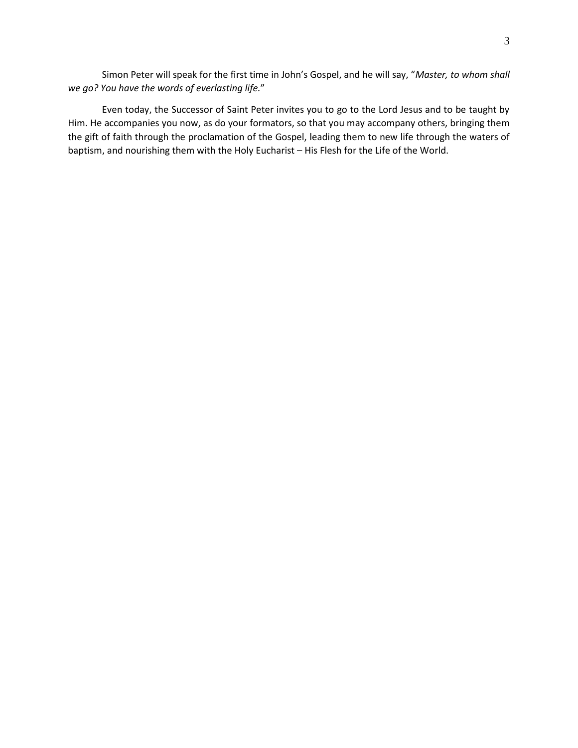Simon Peter will speak for the first time in John's Gospel, and he will say, "*Master, to whom shall we go? You have the words of everlasting life.*"

Even today, the Successor of Saint Peter invites you to go to the Lord Jesus and to be taught by Him. He accompanies you now, as do your formators, so that you may accompany others, bringing them the gift of faith through the proclamation of the Gospel, leading them to new life through the waters of baptism, and nourishing them with the Holy Eucharist – His Flesh for the Life of the World.